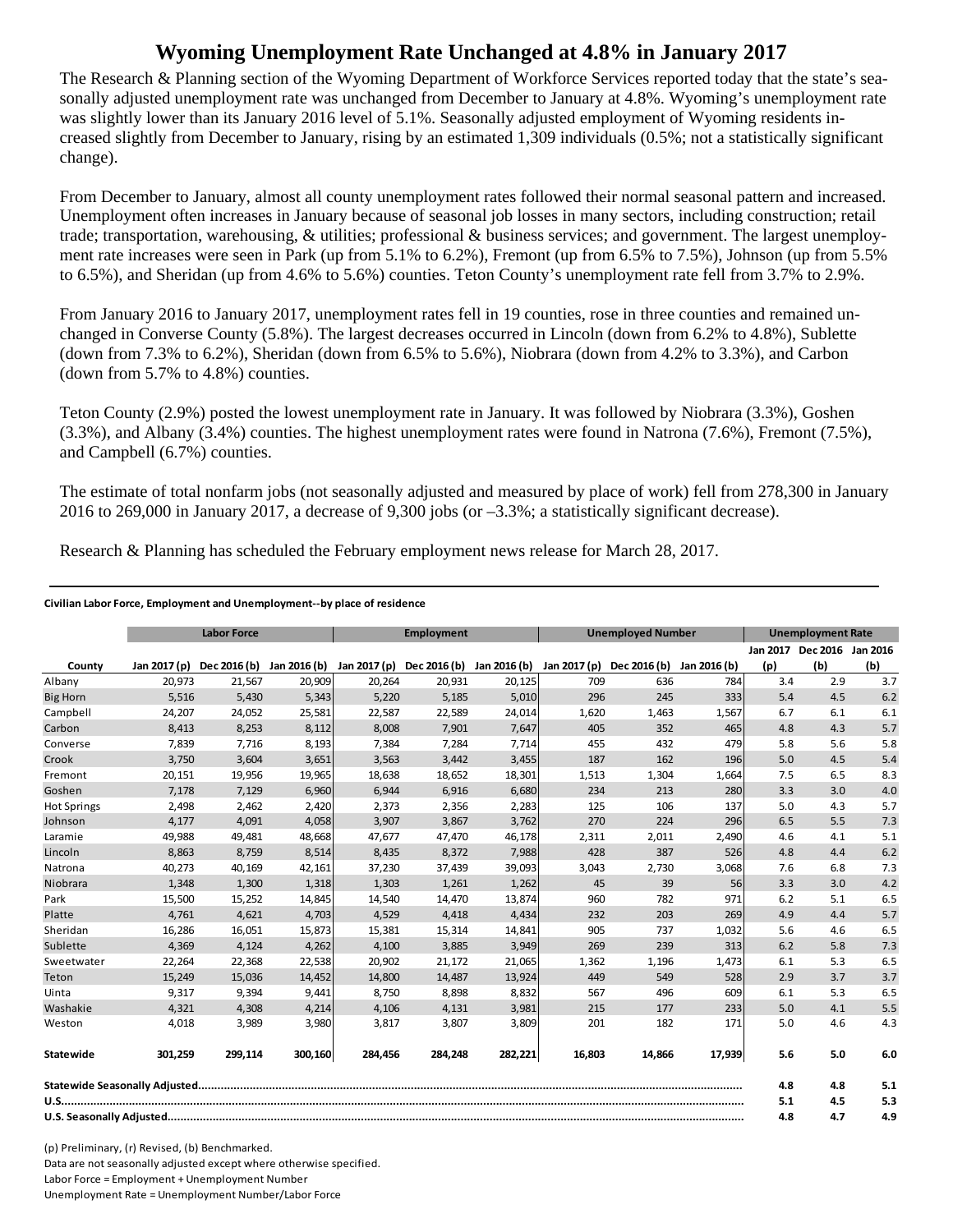# Wyoming Unemployment Rate Unchanged at 4.8% in January 2017

The Research & Planning section of the Wyoming Department of Workforce Services reported today that the state's seasonally adjusted unemployment rate was unchanged from December to January at 4.8%. Wyoming's unemployment rate was slightly lower than its January 2016 level of 5.1%. Seasonally adjusted employment of Wyoming residents increased slightly from December to January, rising by an estimated 1,309 individuals (0.5%; not a statistically significant change).

From December to January, almost all county unemployment rates followed their normal seasonal pattern and increased. Unemployment often increases in January because of seasonal job losses in many sectors, including construction; retail trade; transportation, warehousing, & utilities; professional & business services; and government. The largest unemployment rate increases were seen in Park (up from 5.1% to 6.2%), Fremont (up from 6.5% to 7.5%), Johnson (up from 5.5% to 6.5%), and Sheridan (up from 4.6% to 5.6%) counties. Teton County's unemployment rate fell from 3.7% to 2.9%.

From January 2016 to January 2017, unemployment rates fell in 19 counties, rose in three counties and remained unchanged in Converse County (5.8%). The largest decreases occurred in Lincoln (down from 6.2% to 4.8%), Sublette (down from 7.3% to 6.2%), Sheridan (down from 6.5% to 5.6%), Niobrara (down from 4.2% to 3.3%), and Carbon (down from 5.7% to 4.8%) counties.

Teton County (2.9%) posted the lowest unemployment rate in January. It was followed by Niobrara (3.3%), Goshen (3.3%), and Albany (3.4%) counties. The highest unemployment rates were found in Natrona (7.6%), Fremont (7.5%), and Campbell (6.7%) counties.

The estimate of total nonfarm jobs (not seasonally adjusted and measured by place of work) fell from 278,300 in January 2016 to 269,000 in January 2017, a decrease of 9,300 jobs (or –3.3%; a statistically significant decrease).

Research & Planning has scheduled the February employment news release for March 28, 2017.

---

**Civilian Labor Force, Employment and Unemployment--by place of residence**

| | Labor Force | | | Employment | | | Unemployed Number | | | Unemployment Rate | | |
|---|---|---|---|---|---|---|---|---|---|---|---|---|
| **County** | **Jan 2017 (p)** | **Dec 2016 (b)** | **Jan 2016 (b)** | **Jan 2017 (p)** | **Dec 2016 (b)** | **Jan 2016 (b)** | **Jan 2017 (p)** | **Dec 2016 (b)** | **Jan 2016 (b)** | **Jan 2017 (p)** | **Dec 2016 (b)** | **Jan 2016 (b)** |
| Albany | 20,973 | 21,567 | 20,909 | 20,264 | 20,931 | 20,125 | 709 | 636 | 784 | 3.4 | 2.9 | 3.7 |
| Big Horn | 5,516 | 5,430 | 5,343 | 5,220 | 5,185 | 5,010 | 296 | 245 | 333 | 5.4 | 4.5 | 6.2 |
| Campbell | 24,207 | 24,052 | 25,581 | 22,587 | 22,589 | 24,014 | 1,620 | 1,463 | 1,567 | 6.7 | 6.1 | 6.1 |
| Carbon | 8,413 | 8,253 | 8,112 | 8,008 | 7,901 | 7,647 | 405 | 352 | 465 | 4.8 | 4.3 | 5.7 |
| Converse | 7,839 | 7,716 | 8,193 | 7,384 | 7,284 | 7,714 | 455 | 432 | 479 | 5.8 | 5.6 | 5.8 |
| Crook | 3,750 | 3,604 | 3,651 | 3,563 | 3,442 | 3,455 | 187 | 162 | 196 | 5.0 | 4.5 | 5.4 |
| Fremont | 20,151 | 19,956 | 19,965 | 18,638 | 18,652 | 18,301 | 1,513 | 1,304 | 1,664 | 7.5 | 6.5 | 8.3 |
| Goshen | 7,178 | 7,129 | 6,960 | 6,944 | 6,916 | 6,680 | 234 | 213 | 280 | 3.3 | 3.0 | 4.0 |
| Hot Springs | 2,498 | 2,462 | 2,420 | 2,373 | 2,356 | 2,283 | 125 | 106 | 137 | 5.0 | 4.3 | 5.7 |
| Johnson | 4,177 | 4,091 | 4,058 | 3,907 | 3,867 | 3,762 | 270 | 224 | 296 | 6.5 | 5.5 | 7.3 |
| Laramie | 49,988 | 49,481 | 48,668 | 47,677 | 47,470 | 46,178 | 2,311 | 2,011 | 2,490 | 4.6 | 4.1 | 5.1 |
| Lincoln | 8,863 | 8,759 | 8,514 | 8,435 | 8,372 | 7,988 | 428 | 387 | 526 | 4.8 | 4.4 | 6.2 |
| Natrona | 40,273 | 40,169 | 42,161 | 37,230 | 37,439 | 39,093 | 3,043 | 2,730 | 3,068 | 7.6 | 6.8 | 7.3 |
| Niobrara | 1,348 | 1,300 | 1,318 | 1,303 | 1,261 | 1,262 | 45 | 39 | 56 | 3.3 | 3.0 | 4.2 |
| Park | 15,500 | 15,252 | 14,845 | 14,540 | 14,470 | 13,874 | 960 | 782 | 971 | 6.2 | 5.1 | 6.5 |
| Platte | 4,761 | 4,621 | 4,703 | 4,529 | 4,418 | 4,434 | 232 | 203 | 269 | 4.9 | 4.4 | 5.7 |
| Sheridan | 16,286 | 16,051 | 15,873 | 15,381 | 15,314 | 14,841 | 905 | 737 | 1,032 | 5.6 | 4.6 | 6.5 |
| Sublette | 4,369 | 4,124 | 4,262 | 4,100 | 3,885 | 3,949 | 269 | 239 | 313 | 6.2 | 5.8 | 7.3 |
| Sweetwater | 22,264 | 22,368 | 22,538 | 20,902 | 21,172 | 21,065 | 1,362 | 1,196 | 1,473 | 6.1 | 5.3 | 6.5 |
| Teton | 15,249 | 15,036 | 14,452 | 14,800 | 14,487 | 13,924 | 449 | 549 | 528 | 2.9 | 3.7 | 3.7 |
| Uinta | 9,317 | 9,394 | 9,441 | 8,750 | 8,898 | 8,832 | 567 | 496 | 609 | 6.1 | 5.3 | 6.5 |
| Washakie | 4,321 | 4,308 | 4,214 | 4,106 | 4,131 | 3,981 | 215 | 177 | 233 | 5.0 | 4.1 | 5.5 |
| Weston | 4,018 | 3,989 | 3,980 | 3,817 | 3,807 | 3,809 | 201 | 182 | 171 | 5.0 | 4.6 | 4.3 |
| **Statewide** | **301,259** | **299,114** | **300,160** | **284,456** | **284,248** | **282,221** | **16,803** | **14,866** | **17,939** | **5.6** | **5.0** | **6.0** |
| **Statewide Seasonally Adjusted** | | | | | | | | | | **4.8** | **4.8** | **5.1** |
| **U.S.** | | | | | | | | | | **5.1** | **4.5** | **5.3** |
| **U.S. Seasonally Adjusted** | | | | | | | | | | **4.8** | **4.7** | **4.9** |

(p) Preliminary, (r) Revised, (b) Benchmarked.

Data are not seasonally adjusted except where otherwise specified.

Labor Force = Employment + Unemployment Number

Unemployment Rate = Unemployment Number/Labor Force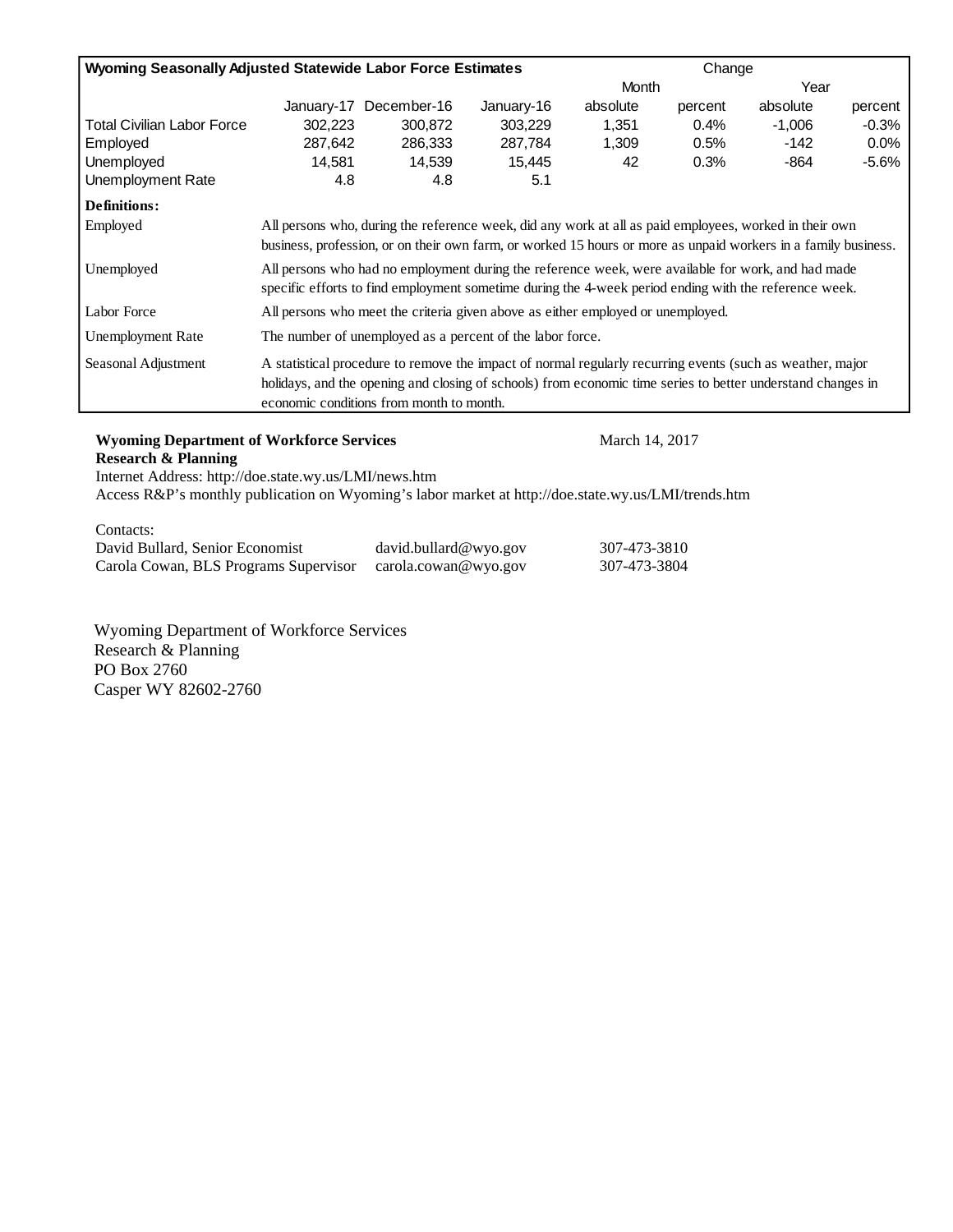| Wyoming Seasonally Adjusted Statewide Labor Force Estimates | | | | Change | | | |
|---|---|---|---|---|---|---|---|
| | | | | Month | | Year | |
| | January-17 | December-16 | January-16 | absolute | percent | absolute | percent |
| Total Civilian Labor Force | 302,223 | 300,872 | 303,229 | 1,351 | 0.4% | -1,006 | -0.3% |
| Employed | 287,642 | 286,333 | 287,784 | 1,309 | 0.5% | -142 | 0.0% |
| Unemployed | 14,581 | 14,539 | 15,445 | 42 | 0.3% | -864 | -5.6% |
| Unemployment Rate | 4.8 | 4.8 | 5.1 | | | | |

**Definitions:**

| | |
|---|---|
| Employed | All persons who, during the reference week, did any work at all as paid employees, worked in their own business, profession, or on their own farm, or worked 15 hours or more as unpaid workers in a family business. |
| Unemployed | All persons who had no employment during the reference week, were available for work, and had made specific efforts to find employment sometime during the 4-week period ending with the reference week. |
| Labor Force | All persons who meet the criteria given above as either employed or unemployed. |
| Unemployment Rate | The number of unemployed as a percent of the labor force. |
| Seasonal Adjustment | A statistical procedure to remove the impact of normal regularly recurring events (such as weather, major holidays, and the opening and closing of schools) from economic time series to better understand changes in economic conditions from month to month. |

**Wyoming Department of Workforce Services**
**Research & Planning**

March 14, 2017

Internet Address: http://doe.state.wy.us/LMI/news.htm
Access R&P's monthly publication on Wyoming's labor market at http://doe.state.wy.us/LMI/trends.htm

Contacts:

| | | |
|---|---|---|
| David Bullard, Senior Economist | david.bullard@wyo.gov | 307-473-3810 |
| Carola Cowan, BLS Programs Supervisor | carola.cowan@wyo.gov | 307-473-3804 |

Wyoming Department of Workforce Services
Research & Planning
PO Box 2760
Casper WY 82602-2760